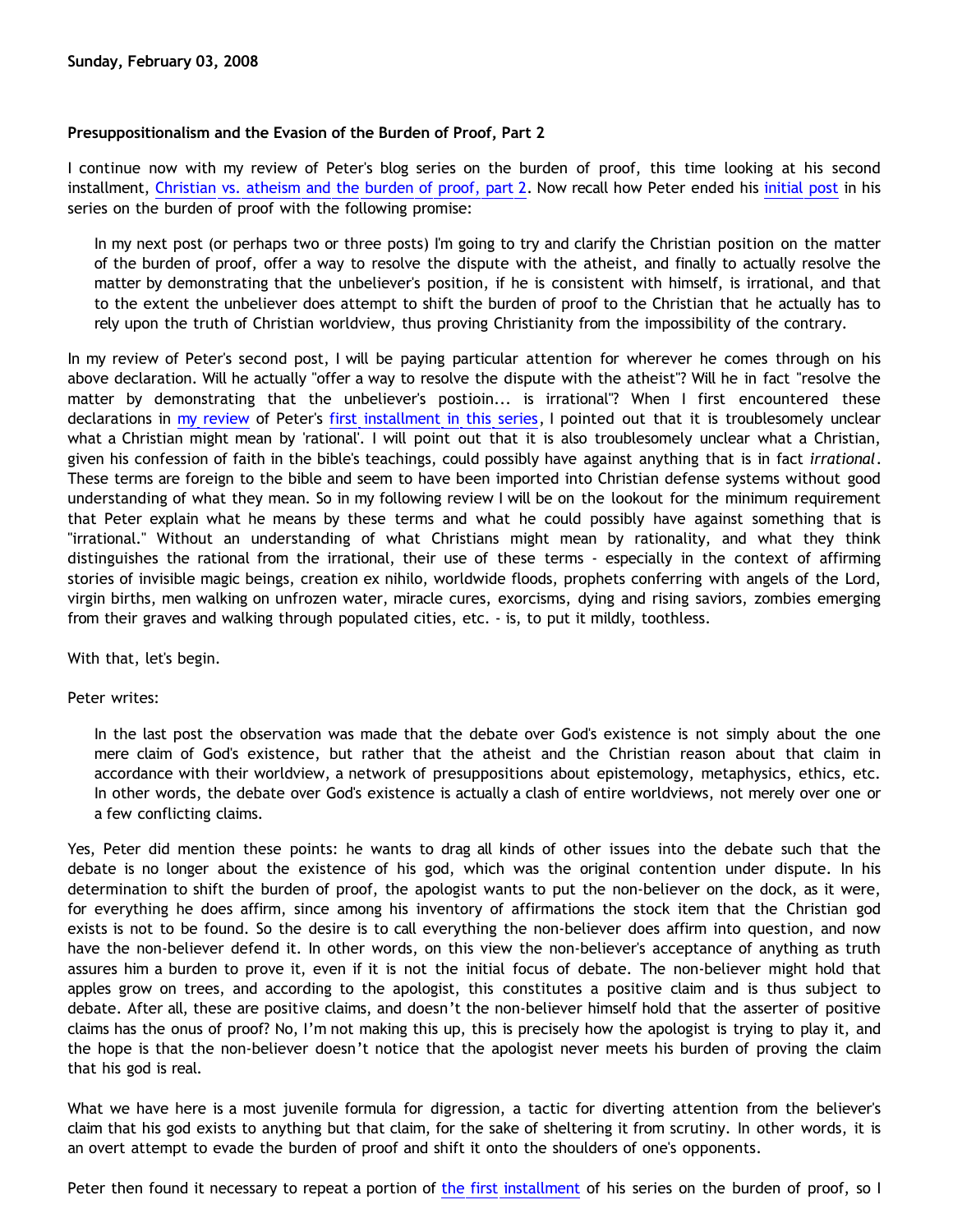**Sunday, February 03, 2008**

**Presuppositionalism and the Evasion of the Burden of Proof, Part 2**

I continue now with my review of Peter's blog series on the burden of proof, this time looking at his second installment, Christian vs. atheism and the burden of proof, part 2. Now recall how Peter ended his initial post in his series on the burden of proof with the following promise:

> In my next post (or perhaps two or three posts) I'm going to try and clarify the Christian position on the matter of the burden of proof, offer a way to resolve the dispute with the atheist, and finally to actually resolve the matter by demonstrating that the unbeliever's position, if he is consistent with himself, is irrational, and that to the extent the unbeliever does attempt to shift the burden of proof to the Christian that he actually has to rely upon the truth of Christian worldview, thus proving Christianity from the impossibility of the contrary.

In my review of Peter's second post, I will be paying particular attention for wherever he comes through on his above declaration. Will he actually "offer a way to resolve the dispute with the atheist"? Will he in fact "resolve the matter by demonstrating that the unbeliever's postioin... is irrational"? When I first encountered these declarations in my review of Peter's first installment in this series, I pointed out that it is troublesomely unclear what a Christian might mean by 'rational'. I will point out that it is also troublesomely unclear what a Christian, given his confession of faith in the bible's teachings, could possibly have against anything that is in fact *irrational*. These terms are foreign to the bible and seem to have been imported into Christian defense systems without good understanding of what they mean. So in my following review I will be on the lookout for the minimum requirement that Peter explain what he means by these terms and what he could possibly have against something that is "irrational." Without an understanding of what Christians might mean by rationality, and what they think distinguishes the rational from the irrational, their use of these terms - especially in the context of affirming stories of invisible magic beings, creation ex nihilo, worldwide floods, prophets conferring with angels of the Lord, virgin births, men walking on unfrozen water, miracle cures, exorcisms, dying and rising saviors, zombies emerging from their graves and walking through populated cities, etc. - is, to put it mildly, toothless.

With that, let's begin.

Peter writes:

> In the last post the observation was made that the debate over God's existence is not simply about the one mere claim of God's existence, but rather that the atheist and the Christian reason about that claim in accordance with their worldview, a network of presuppositions about epistemology, metaphysics, ethics, etc. In other words, the debate over God's existence is actually a clash of entire worldviews, not merely over one or a few conflicting claims.

Yes, Peter did mention these points: he wants to drag all kinds of other issues into the debate such that the debate is no longer about the existence of his god, which was the original contention under dispute. In his determination to shift the burden of proof, the apologist wants to put the non-believer on the dock, as it were, for everything he does affirm, since among his inventory of affirmations the stock item that the Christian god exists is not to be found. So the desire is to call everything the non-believer does affirm into question, and now have the non-believer defend it. In other words, on this view the non-believer's acceptance of anything as truth assures him a burden to prove it, even if it is not the initial focus of debate. The non-believer might hold that apples grow on trees, and according to the apologist, this constitutes a positive claim and is thus subject to debate. After all, these are positive claims, and doesn't the non-believer himself hold that the asserter of positive claims has the onus of proof? No, I'm not making this up, this is precisely how the apologist is trying to play it, and the hope is that the non-believer doesn't notice that the apologist never meets his burden of proving the claim that his god is real.

What we have here is a most juvenile formula for digression, a tactic for diverting attention from the believer's claim that his god exists to anything but that claim, for the sake of sheltering it from scrutiny. In other words, it is an overt attempt to evade the burden of proof and shift it onto the shoulders of one's opponents.

Peter then found it necessary to repeat a portion of the first installment of his series on the burden of proof, so I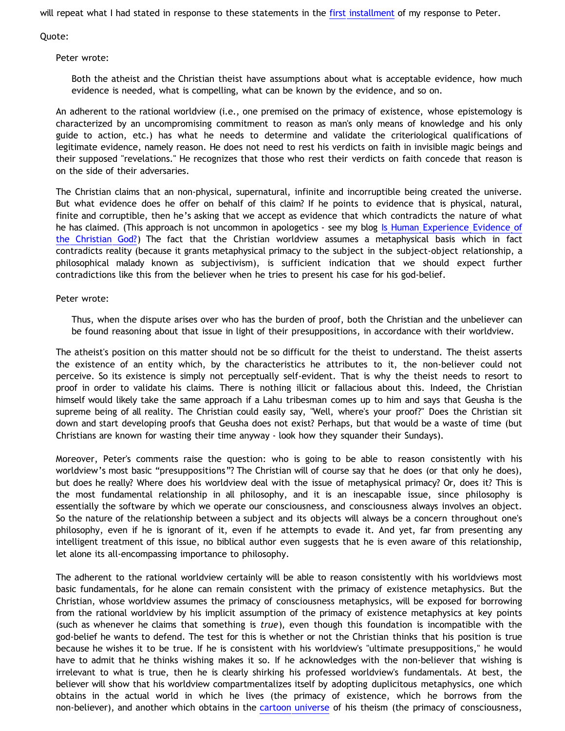will repeat what I had stated in response to these statements in the first installment of my response to Peter.

Quote:

> Peter wrote:
>
> > Both the atheist and the Christian theist have assumptions about what is acceptable evidence, how much evidence is needed, what is compelling, what can be known by the evidence, and so on.
>
> An adherent to the rational worldview (i.e., one premised on the primacy of existence, whose epistemology is characterized by an uncompromising commitment to reason as man's only means of knowledge and his only guide to action, etc.) has what he needs to determine and validate the criteriological qualifications of legitimate evidence, namely reason. He does not need to rest his verdicts on faith in invisible magic beings and their supposed "revelations." He recognizes that those who rest their verdicts on faith concede that reason is on the side of their adversaries.
>
> The Christian claims that an non-physical, supernatural, infinite and incorruptible being created the universe. But what evidence does he offer on behalf of this claim? If he points to evidence that is physical, natural, finite and corruptible, then he's asking that we accept as evidence that which contradicts the nature of what he has claimed. (This approach is not uncommon in apologetics - see my blog Is Human Experience Evidence of the Christian God?) The fact that the Christian worldview assumes a metaphysical basis which in fact contradicts reality (because it grants metaphysical primacy to the subject in the subject-object relationship, a philosophical malady known as subjectivism), is sufficient indication that we should expect further contradictions like this from the believer when he tries to present his case for his god-belief.
>
> Peter wrote:
>
> > Thus, when the dispute arises over who has the burden of proof, both the Christian and the unbeliever can be found reasoning about that issue in light of their presuppositions, in accordance with their worldview.
>
> The atheist's position on this matter should not be so difficult for the theist to understand. The theist asserts the existence of an entity which, by the characteristics he attributes to it, the non-believer could not perceive. So its existence is simply not perceptually self-evident. That is why the theist needs to resort to proof in order to validate his claims. There is nothing illicit or fallacious about this. Indeed, the Christian himself would likely take the same approach if a Lahu tribesman comes up to him and says that Geusha is the supreme being of all reality. The Christian could easily say, "Well, where's your proof?" Does the Christian sit down and start developing proofs that Geusha does not exist? Perhaps, but that would be a waste of time (but Christians are known for wasting their time anyway - look how they squander their Sundays).
>
> Moreover, Peter's comments raise the question: who is going to be able to reason consistently with his worldview's most basic "presuppositions"? The Christian will of course say that he does (or that only he does), but does he really? Where does his worldview deal with the issue of metaphysical primacy? Or, does it? This is the most fundamental relationship in all philosophy, and it is an inescapable issue, since philosophy is essentially the software by which we operate our consciousness, and consciousness always involves an object. So the nature of the relationship between a subject and its objects will always be a concern throughout one's philosophy, even if he is ignorant of it, even if he attempts to evade it. And yet, far from presenting any intelligent treatment of this issue, no biblical author even suggests that he is even aware of this relationship, let alone its all-encompassing importance to philosophy.
>
> The adherent to the rational worldview certainly will be able to reason consistently with his worldviews most basic fundamentals, for he alone can remain consistent with the primacy of existence metaphysics. But the Christian, whose worldview assumes the primacy of consciousness metaphysics, will be exposed for borrowing from the rational worldview by his implicit assumption of the primacy of existence metaphysics at key points (such as whenever he claims that something is *true*), even though this foundation is incompatible with the god-belief he wants to defend. The test for this is whether or not the Christian thinks that his position is true because he wishes it to be true. If he is consistent with his worldview's "ultimate presuppositions," he would have to admit that he thinks wishing makes it so. If he acknowledges with the non-believer that wishing is irrelevant to what is true, then he is clearly shirking his professed worldview's fundamentals. At best, the believer will show that his worldview compartmentalizes itself by adopting duplicitous metaphysics, one which obtains in the actual world in which he lives (the primacy of existence, which he borrows from the non-believer), and another which obtains in the cartoon universe of his theism (the primacy of consciousness,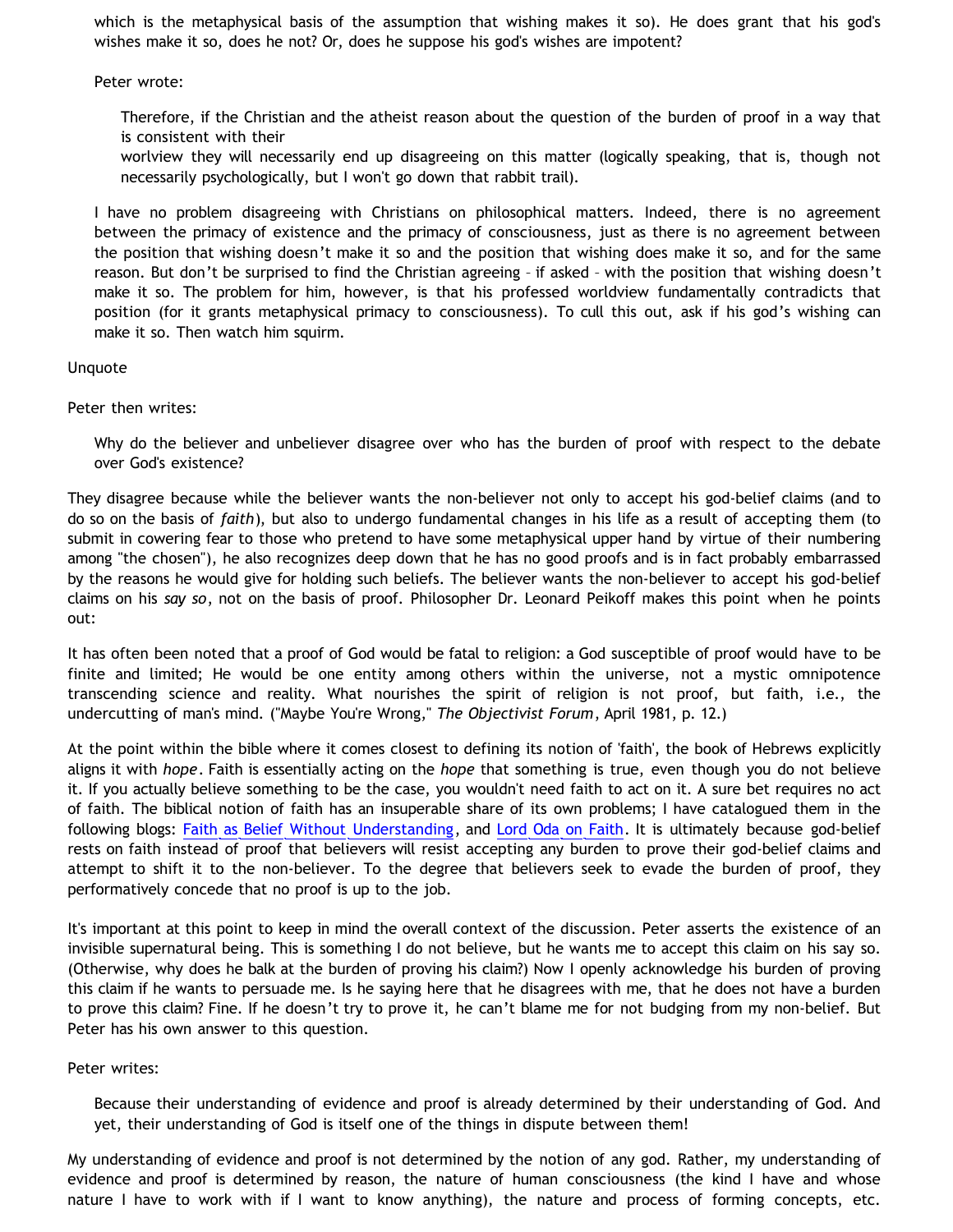which is the metaphysical basis of the assumption that wishing makes it so). He does grant that his god's wishes make it so, does he not? Or, does he suppose his god's wishes are impotent?

> Peter wrote:
>
> > Therefore, if the Christian and the atheist reason about the question of the burden of proof in a way that is consistent with their worlview they will necessarily end up disagreeing on this matter (logically speaking, that is, though not necessarily psychologically, but I won't go down that rabbit trail).
>
> I have no problem disagreeing with Christians on philosophical matters. Indeed, there is no agreement between the primacy of existence and the primacy of consciousness, just as there is no agreement between the position that wishing doesn't make it so and the position that wishing does make it so, and for the same reason. But don't be surprised to find the Christian agreeing – if asked – with the position that wishing doesn't make it so. The problem for him, however, is that his professed worldview fundamentally contradicts that position (for it grants metaphysical primacy to consciousness). To cull this out, ask if his god's wishing can make it so. Then watch him squirm.

Unquote

Peter then writes:

> Why do the believer and unbeliever disagree over who has the burden of proof with respect to the debate over God's existence?

They disagree because while the believer wants the non-believer not only to accept his god-belief claims (and to do so on the basis of *faith*), but also to undergo fundamental changes in his life as a result of accepting them (to submit in cowering fear to those who pretend to have some metaphysical upper hand by virtue of their numbering among "the chosen"), he also recognizes deep down that he has no good proofs and is in fact probably embarrassed by the reasons he would give for holding such beliefs. The believer wants the non-believer to accept his god-belief claims on his *say so*, not on the basis of proof. Philosopher Dr. Leonard Peikoff makes this point when he points out:

It has often been noted that a proof of God would be fatal to religion: a God susceptible of proof would have to be finite and limited; He would be one entity among others within the universe, not a mystic omnipotence transcending science and reality. What nourishes the spirit of religion is not proof, but faith, i.e., the undercutting of man's mind. ("Maybe You're Wrong," *The Objectivist Forum*, April 1981, p. 12.)

At the point within the bible where it comes closest to defining its notion of 'faith', the book of Hebrews explicitly aligns it with *hope*. Faith is essentially acting on the *hope* that something is true, even though you do not believe it. If you actually believe something to be the case, you wouldn't need faith to act on it. A sure bet requires no act of faith. The biblical notion of faith has an insuperable share of its own problems; I have catalogued them in the following blogs: [Faith as Belief Without Understanding](), and [Lord Oda on Faith](). It is ultimately because god-belief rests on faith instead of proof that believers will resist accepting any burden to prove their god-belief claims and attempt to shift it to the non-believer. To the degree that believers seek to evade the burden of proof, they performatively concede that no proof is up to the job.

It's important at this point to keep in mind the overall context of the discussion. Peter asserts the existence of an invisible supernatural being. This is something I do not believe, but he wants me to accept this claim on his say so. (Otherwise, why does he balk at the burden of proving his claim?) Now I openly acknowledge his burden of proving this claim if he wants to persuade me. Is he saying here that he disagrees with me, that he does not have a burden to prove this claim? Fine. If he doesn't try to prove it, he can't blame me for not budging from my non-belief. But Peter has his own answer to this question.

Peter writes:

> Because their understanding of evidence and proof is already determined by their understanding of God. And yet, their understanding of God is itself one of the things in dispute between them!

My understanding of evidence and proof is not determined by the notion of any god. Rather, my understanding of evidence and proof is determined by reason, the nature of human consciousness (the kind I have and whose nature I have to work with if I want to know anything), the nature and process of forming concepts, etc.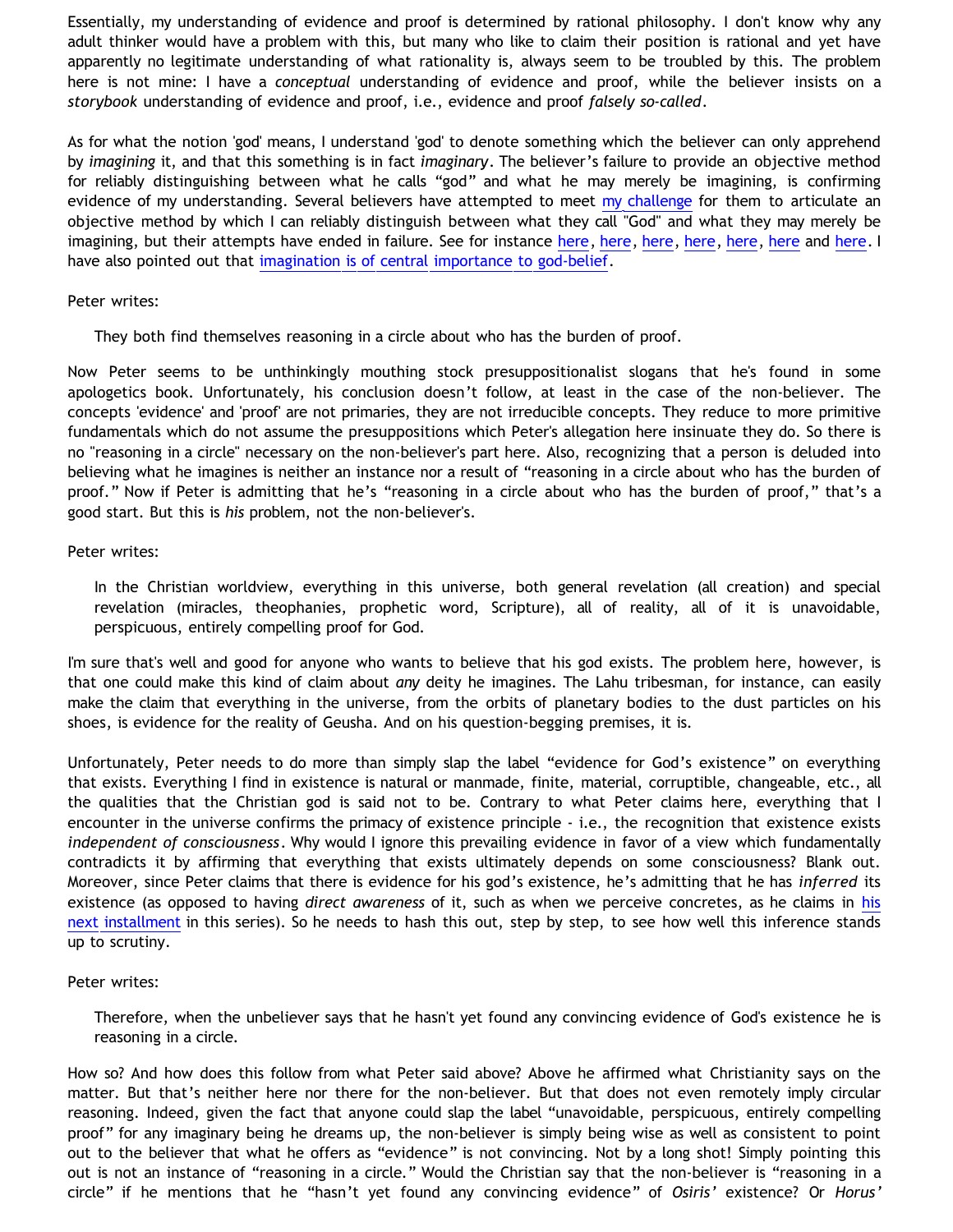Essentially, my understanding of evidence and proof is determined by rational philosophy. I don't know why any adult thinker would have a problem with this, but many who like to claim their position is rational and yet have apparently no legitimate understanding of what rationality is, always seem to be troubled by this. The problem here is not mine: I have a *conceptual* understanding of evidence and proof, while the believer insists on a *storybook* understanding of evidence and proof, i.e., evidence and proof *falsely so-called*.

As for what the notion 'god' means, I understand 'god' to denote something which the believer can only apprehend by *imagining* it, and that this something is in fact *imaginary*. The believer's failure to provide an objective method for reliably distinguishing between what he calls "god" and what he may merely be imagining, is confirming evidence of my understanding. Several believers have attempted to meet my challenge for them to articulate an objective method by which I can reliably distinguish between what they call "God" and what they may merely be imagining, but their attempts have ended in failure. See for instance here, here, here, here, here, here and here. I have also pointed out that imagination is of central importance to god-belief.

Peter writes:

> They both find themselves reasoning in a circle about who has the burden of proof.

Now Peter seems to be unthinkingly mouthing stock presuppositionalist slogans that he's found in some apologetics book. Unfortunately, his conclusion doesn't follow, at least in the case of the non-believer. The concepts 'evidence' and 'proof' are not primaries, they are not irreducible concepts. They reduce to more primitive fundamentals which do not assume the presuppositions which Peter's allegation here insinuate they do. So there is no "reasoning in a circle" necessary on the non-believer's part here. Also, recognizing that a person is deluded into believing what he imagines is neither an instance nor a result of "reasoning in a circle about who has the burden of proof." Now if Peter is admitting that he's "reasoning in a circle about who has the burden of proof," that's a good start. But this is *his* problem, not the non-believer's.

Peter writes:

> In the Christian worldview, everything in this universe, both general revelation (all creation) and special revelation (miracles, theophanies, prophetic word, Scripture), all of reality, all of it is unavoidable, perspicuous, entirely compelling proof for God.

I'm sure that's well and good for anyone who wants to believe that his god exists. The problem here, however, is that one could make this kind of claim about *any* deity he imagines. The Lahu tribesman, for instance, can easily make the claim that everything in the universe, from the orbits of planetary bodies to the dust particles on his shoes, is evidence for the reality of Geusha. And on his question-begging premises, it is.

Unfortunately, Peter needs to do more than simply slap the label "evidence for God's existence" on everything that exists. Everything I find in existence is natural or manmade, finite, material, corruptible, changeable, etc., all the qualities that the Christian god is said not to be. Contrary to what Peter claims here, everything that I encounter in the universe confirms the primacy of existence principle - i.e., the recognition that existence exists *independent of consciousness*. Why would I ignore this prevailing evidence in favor of a view which fundamentally contradicts it by affirming that everything that exists ultimately depends on some consciousness? Blank out. Moreover, since Peter claims that there is evidence for his god's existence, he's admitting that he has *inferred* its existence (as opposed to having *direct awareness* of it, such as when we perceive concretes, as he claims in his next installment in this series). So he needs to hash this out, step by step, to see how well this inference stands up to scrutiny.

Peter writes:

> Therefore, when the unbeliever says that he hasn't yet found any convincing evidence of God's existence he is reasoning in a circle.

How so? And how does this follow from what Peter said above? Above he affirmed what Christianity says on the matter. But that's neither here nor there for the non-believer. But that does not even remotely imply circular reasoning. Indeed, given the fact that anyone could slap the label "unavoidable, perspicuous, entirely compelling proof" for any imaginary being he dreams up, the non-believer is simply being wise as well as consistent to point out to the believer that what he offers as "evidence" is not convincing. Not by a long shot! Simply pointing this out is not an instance of "reasoning in a circle." Would the Christian say that the non-believer is "reasoning in a circle" if he mentions that he "hasn't yet found any convincing evidence" of *Osiris'* existence? Or *Horus'*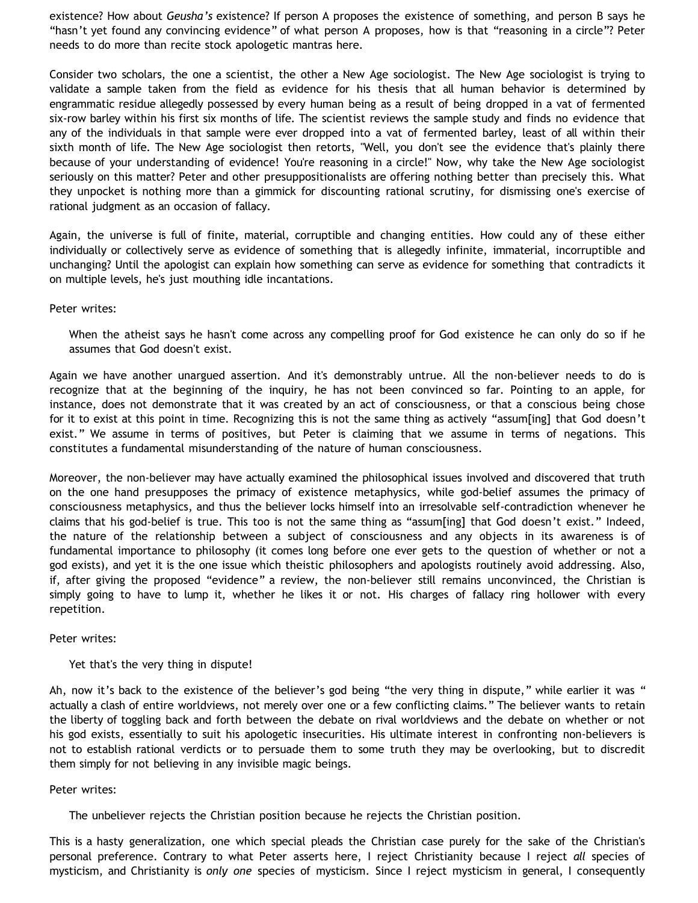existence? How about *Geusha's* existence? If person A proposes the existence of something, and person B says he "hasn't yet found any convincing evidence" of what person A proposes, how is that "reasoning in a circle"? Peter needs to do more than recite stock apologetic mantras here.

Consider two scholars, the one a scientist, the other a New Age sociologist. The New Age sociologist is trying to validate a sample taken from the field as evidence for his thesis that all human behavior is determined by engrammatic residue allegedly possessed by every human being as a result of being dropped in a vat of fermented six-row barley within his first six months of life. The scientist reviews the sample study and finds no evidence that any of the individuals in that sample were ever dropped into a vat of fermented barley, least of all within their sixth month of life. The New Age sociologist then retorts, "Well, you don't see the evidence that's plainly there because of your understanding of evidence! You're reasoning in a circle!" Now, why take the New Age sociologist seriously on this matter? Peter and other presuppositionalists are offering nothing better than precisely this. What they unpocket is nothing more than a gimmick for discounting rational scrutiny, for dismissing one's exercise of rational judgment as an occasion of fallacy.

Again, the universe is full of finite, material, corruptible and changing entities. How could any of these either individually or collectively serve as evidence of something that is allegedly infinite, immaterial, incorruptible and unchanging? Until the apologist can explain how something can serve as evidence for something that contradicts it on multiple levels, he's just mouthing idle incantations.

Peter writes:

> When the atheist says he hasn't come across any compelling proof for God existence he can only do so if he assumes that God doesn't exist.

Again we have another unargued assertion. And it's demonstrably untrue. All the non-believer needs to do is recognize that at the beginning of the inquiry, he has not been convinced so far. Pointing to an apple, for instance, does not demonstrate that it was created by an act of consciousness, or that a conscious being chose for it to exist at this point in time. Recognizing this is not the same thing as actively "assum[ing] that God doesn't exist." We assume in terms of positives, but Peter is claiming that we assume in terms of negations. This constitutes a fundamental misunderstanding of the nature of human consciousness.

Moreover, the non-believer may have actually examined the philosophical issues involved and discovered that truth on the one hand presupposes the primacy of existence metaphysics, while god-belief assumes the primacy of consciousness metaphysics, and thus the believer locks himself into an irresolvable self-contradiction whenever he claims that his god-belief is true. This too is not the same thing as "assum[ing] that God doesn't exist." Indeed, the nature of the relationship between a subject of consciousness and any objects in its awareness is of fundamental importance to philosophy (it comes long before one ever gets to the question of whether or not a god exists), and yet it is the one issue which theistic philosophers and apologists routinely avoid addressing. Also, if, after giving the proposed "evidence" a review, the non-believer still remains unconvinced, the Christian is simply going to have to lump it, whether he likes it or not. His charges of fallacy ring hollower with every repetition.

Peter writes:

> Yet that's the very thing in dispute!

Ah, now it's back to the existence of the believer's god being "the very thing in dispute," while earlier it was " actually a clash of entire worldviews, not merely over one or a few conflicting claims." The believer wants to retain the liberty of toggling back and forth between the debate on rival worldviews and the debate on whether or not his god exists, essentially to suit his apologetic insecurities. His ultimate interest in confronting non-believers is not to establish rational verdicts or to persuade them to some truth they may be overlooking, but to discredit them simply for not believing in any invisible magic beings.

Peter writes:

> The unbeliever rejects the Christian position because he rejects the Christian position.

This is a hasty generalization, one which special pleads the Christian case purely for the sake of the Christian's personal preference. Contrary to what Peter asserts here, I reject Christianity because I reject *all* species of mysticism, and Christianity is *only one* species of mysticism. Since I reject mysticism in general, I consequently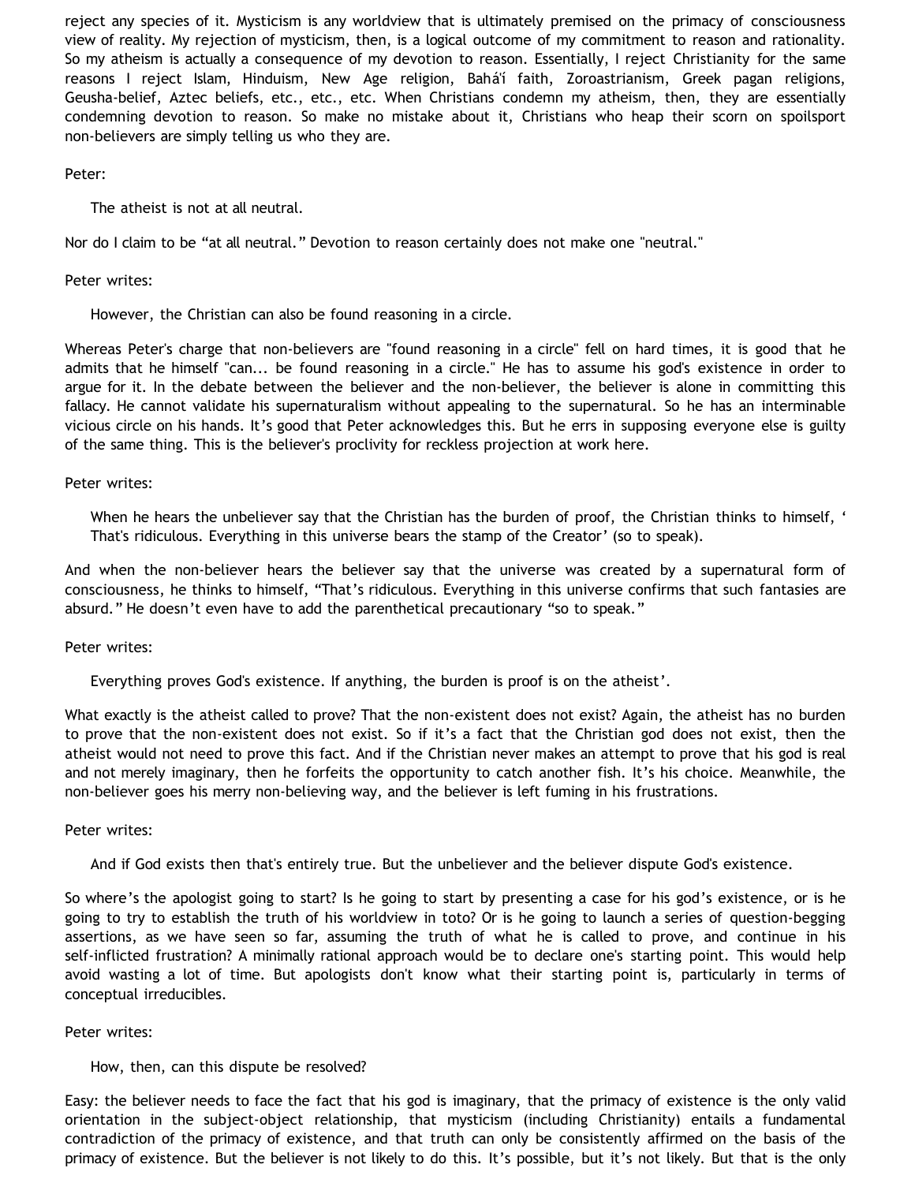reject any species of it. Mysticism is any worldview that is ultimately premised on the primacy of consciousness view of reality. My rejection of mysticism, then, is a logical outcome of my commitment to reason and rationality. So my atheism is actually a consequence of my devotion to reason. Essentially, I reject Christianity for the same reasons I reject Islam, Hinduism, New Age religion, Bahá'í faith, Zoroastrianism, Greek pagan religions, Geusha-belief, Aztec beliefs, etc., etc., etc. When Christians condemn my atheism, then, they are essentially condemning devotion to reason. So make no mistake about it, Christians who heap their scorn on spoilsport non-believers are simply telling us who they are.

Peter:

> The atheist is not at all neutral.

Nor do I claim to be "at all neutral." Devotion to reason certainly does not make one "neutral."

Peter writes:

> However, the Christian can also be found reasoning in a circle.

Whereas Peter's charge that non-believers are "found reasoning in a circle" fell on hard times, it is good that he admits that he himself "can... be found reasoning in a circle." He has to assume his god's existence in order to argue for it. In the debate between the believer and the non-believer, the believer is alone in committing this fallacy. He cannot validate his supernaturalism without appealing to the supernatural. So he has an interminable vicious circle on his hands. It's good that Peter acknowledges this. But he errs in supposing everyone else is guilty of the same thing. This is the believer's proclivity for reckless projection at work here.

Peter writes:

> When he hears the unbeliever say that the Christian has the burden of proof, the Christian thinks to himself, ' That's ridiculous. Everything in this universe bears the stamp of the Creator' (so to speak).

And when the non-believer hears the believer say that the universe was created by a supernatural form of consciousness, he thinks to himself, "That's ridiculous. Everything in this universe confirms that such fantasies are absurd." He doesn't even have to add the parenthetical precautionary "so to speak."

Peter writes:

> Everything proves God's existence. If anything, the burden is proof is on the atheist'.

What exactly is the atheist called to prove? That the non-existent does not exist? Again, the atheist has no burden to prove that the non-existent does not exist. So if it's a fact that the Christian god does not exist, then the atheist would not need to prove this fact. And if the Christian never makes an attempt to prove that his god is real and not merely imaginary, then he forfeits the opportunity to catch another fish. It's his choice. Meanwhile, the non-believer goes his merry non-believing way, and the believer is left fuming in his frustrations.

Peter writes:

> And if God exists then that's entirely true. But the unbeliever and the believer dispute God's existence.

So where's the apologist going to start? Is he going to start by presenting a case for his god's existence, or is he going to try to establish the truth of his worldview in toto? Or is he going to launch a series of question-begging assertions, as we have seen so far, assuming the truth of what he is called to prove, and continue in his self-inflicted frustration? A minimally rational approach would be to declare one's starting point. This would help avoid wasting a lot of time. But apologists don't know what their starting point is, particularly in terms of conceptual irreducibles.

Peter writes:

> How, then, can this dispute be resolved?

Easy: the believer needs to face the fact that his god is imaginary, that the primacy of existence is the only valid orientation in the subject-object relationship, that mysticism (including Christianity) entails a fundamental contradiction of the primacy of existence, and that truth can only be consistently affirmed on the basis of the primacy of existence. But the believer is not likely to do this. It's possible, but it's not likely. But that is the only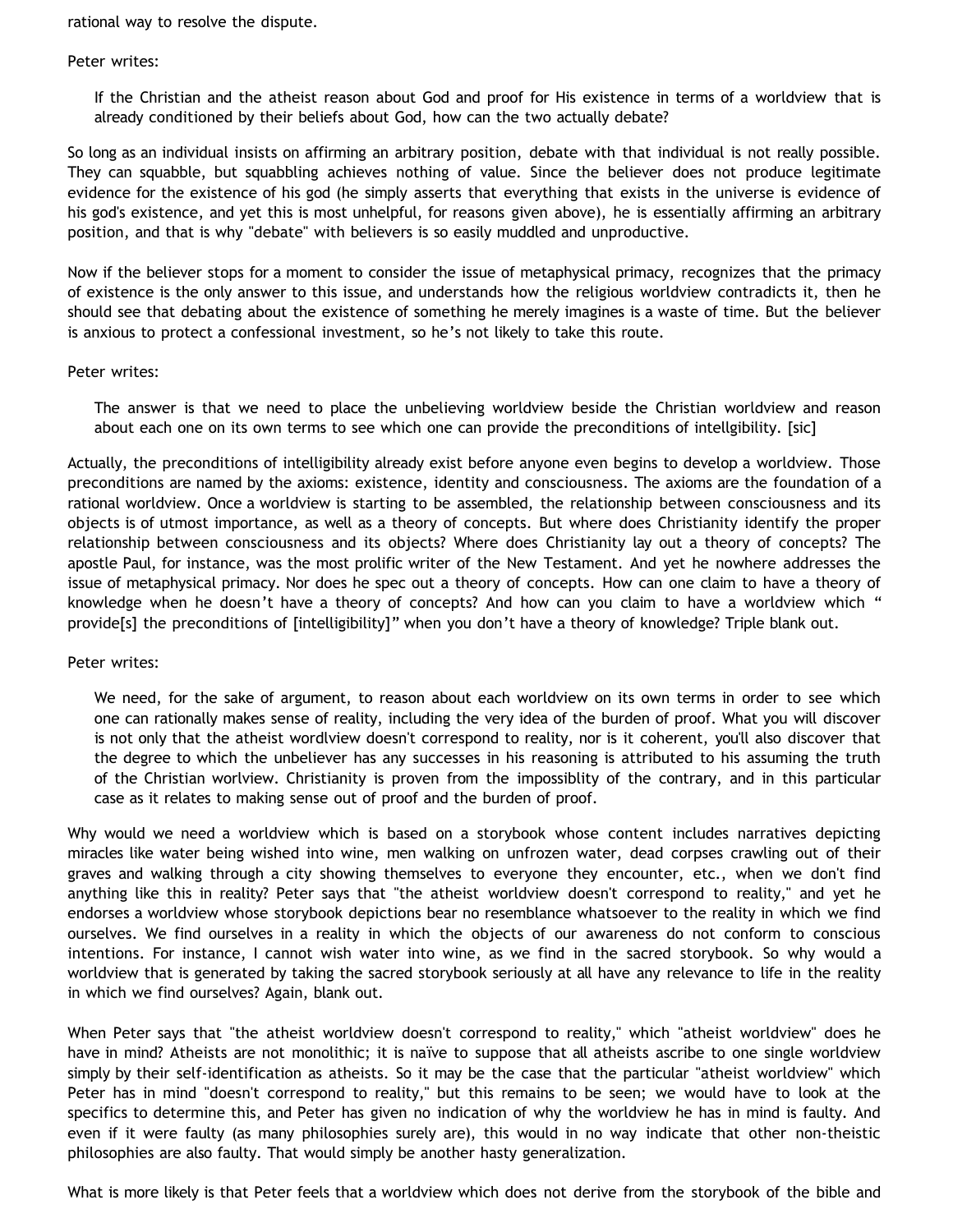rational way to resolve the dispute.

Peter writes:

> If the Christian and the atheist reason about God and proof for His existence in terms of a worldview that is already conditioned by their beliefs about God, how can the two actually debate?

So long as an individual insists on affirming an arbitrary position, debate with that individual is not really possible. They can squabble, but squabbling achieves nothing of value. Since the believer does not produce legitimate evidence for the existence of his god (he simply asserts that everything that exists in the universe is evidence of his god's existence, and yet this is most unhelpful, for reasons given above), he is essentially affirming an arbitrary position, and that is why "debate" with believers is so easily muddled and unproductive.

Now if the believer stops for a moment to consider the issue of metaphysical primacy, recognizes that the primacy of existence is the only answer to this issue, and understands how the religious worldview contradicts it, then he should see that debating about the existence of something he merely imagines is a waste of time. But the believer is anxious to protect a confessional investment, so he's not likely to take this route.

Peter writes:

> The answer is that we need to place the unbelieving worldview beside the Christian worldview and reason about each one on its own terms to see which one can provide the preconditions of intellgibility. [sic]

Actually, the preconditions of intelligibility already exist before anyone even begins to develop a worldview. Those preconditions are named by the axioms: existence, identity and consciousness. The axioms are the foundation of a rational worldview. Once a worldview is starting to be assembled, the relationship between consciousness and its objects is of utmost importance, as well as a theory of concepts. But where does Christianity identify the proper relationship between consciousness and its objects? Where does Christianity lay out a theory of concepts? The apostle Paul, for instance, was the most prolific writer of the New Testament. And yet he nowhere addresses the issue of metaphysical primacy. Nor does he spec out a theory of concepts. How can one claim to have a theory of knowledge when he doesn't have a theory of concepts? And how can you claim to have a worldview which " provide[s] the preconditions of [intelligibility]" when you don't have a theory of knowledge? Triple blank out.

Peter writes:

> We need, for the sake of argument, to reason about each worldview on its own terms in order to see which one can rationally makes sense of reality, including the very idea of the burden of proof. What you will discover is not only that the atheist wordlview doesn't correspond to reality, nor is it coherent, you'll also discover that the degree to which the unbeliever has any successes in his reasoning is attributed to his assuming the truth of the Christian worlview. Christianity is proven from the impossiblity of the contrary, and in this particular case as it relates to making sense out of proof and the burden of proof.

Why would we need a worldview which is based on a storybook whose content includes narratives depicting miracles like water being wished into wine, men walking on unfrozen water, dead corpses crawling out of their graves and walking through a city showing themselves to everyone they encounter, etc., when we don't find anything like this in reality? Peter says that "the atheist worldview doesn't correspond to reality," and yet he endorses a worldview whose storybook depictions bear no resemblance whatsoever to the reality in which we find ourselves. We find ourselves in a reality in which the objects of our awareness do not conform to conscious intentions. For instance, I cannot wish water into wine, as we find in the sacred storybook. So why would a worldview that is generated by taking the sacred storybook seriously at all have any relevance to life in the reality in which we find ourselves? Again, blank out.

When Peter says that "the atheist worldview doesn't correspond to reality," which "atheist worldview" does he have in mind? Atheists are not monolithic; it is naïve to suppose that all atheists ascribe to one single worldview simply by their self-identification as atheists. So it may be the case that the particular "atheist worldview" which Peter has in mind "doesn't correspond to reality," but this remains to be seen; we would have to look at the specifics to determine this, and Peter has given no indication of why the worldview he has in mind is faulty. And even if it were faulty (as many philosophies surely are), this would in no way indicate that other non-theistic philosophies are also faulty. That would simply be another hasty generalization.

What is more likely is that Peter feels that a worldview which does not derive from the storybook of the bible and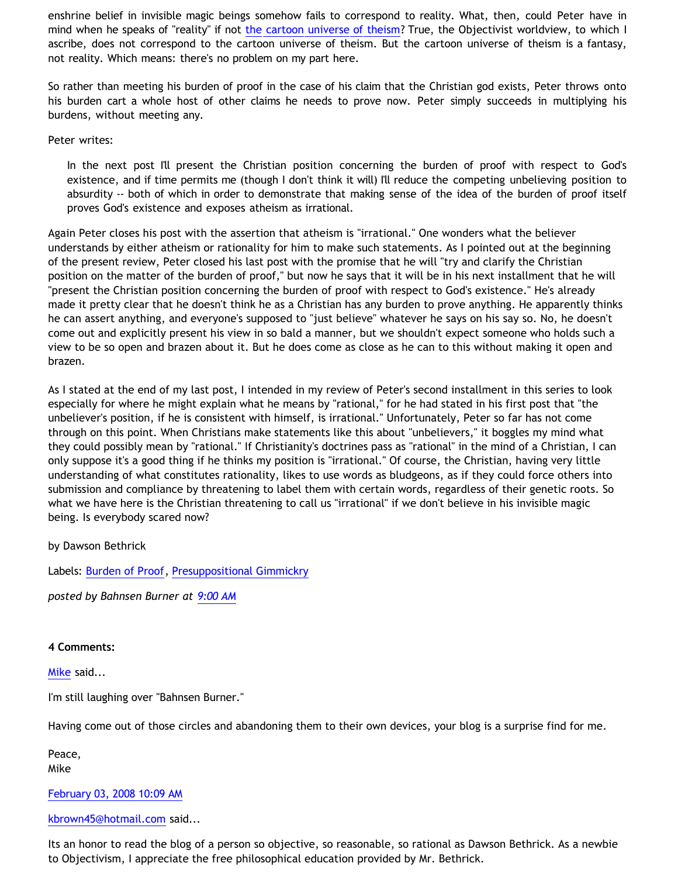enshrine belief in invisible magic beings somehow fails to correspond to reality. What, then, could Peter have in mind when he speaks of "reality" if not the cartoon universe of theism? True, the Objectivist worldview, to which I ascribe, does not correspond to the cartoon universe of theism. But the cartoon universe of theism is a fantasy, not reality. Which means: there's no problem on my part here.

So rather than meeting his burden of proof in the case of his claim that the Christian god exists, Peter throws onto his burden cart a whole host of other claims he needs to prove now. Peter simply succeeds in multiplying his burdens, without meeting any.

Peter writes:

> In the next post I'll present the Christian position concerning the burden of proof with respect to God's existence, and if time permits me (though I don't think it will) I'll reduce the competing unbelieving position to absurdity -- both of which in order to demonstrate that making sense of the idea of the burden of proof itself proves God's existence and exposes atheism as irrational.

Again Peter closes his post with the assertion that atheism is "irrational." One wonders what the believer understands by either atheism or rationality for him to make such statements. As I pointed out at the beginning of the present review, Peter closed his last post with the promise that he will "try and clarify the Christian position on the matter of the burden of proof," but now he says that it will be in his next installment that he will "present the Christian position concerning the burden of proof with respect to God's existence." He's already made it pretty clear that he doesn't think he as a Christian has any burden to prove anything. He apparently thinks he can assert anything, and everyone's supposed to "just believe" whatever he says on his say so. No, he doesn't come out and explicitly present his view in so bald a manner, but we shouldn't expect someone who holds such a view to be so open and brazen about it. But he does come as close as he can to this without making it open and brazen.

As I stated at the end of my last post, I intended in my review of Peter's second installment in this series to look especially for where he might explain what he means by "rational," for he had stated in his first post that "the unbeliever's position, if he is consistent with himself, is irrational." Unfortunately, Peter so far has not come through on this point. When Christians make statements like this about "unbelievers," it boggles my mind what they could possibly mean by "rational." If Christianity's doctrines pass as "rational" in the mind of a Christian, I can only suppose it's a good thing if he thinks my position is "irrational." Of course, the Christian, having very little understanding of what constitutes rationality, likes to use words as bludgeons, as if they could force others into submission and compliance by threatening to label them with certain words, regardless of their genetic roots. So what we have here is the Christian threatening to call us "irrational" if we don't believe in his invisible magic being. Is everybody scared now?

by Dawson Bethrick

Labels: Burden of Proof, Presuppositional Gimmickry

*posted by Bahnsen Burner at 9:00 AM*

**4 Comments:**

Mike said...

I'm still laughing over "Bahnsen Burner."

Having come out of those circles and abandoning them to their own devices, your blog is a surprise find for me.

Peace,
Mike

February 03, 2008 10:09 AM

kbrown45@hotmail.com said...

Its an honor to read the blog of a person so objective, so reasonable, so rational as Dawson Bethrick. As a newbie to Objectivism, I appreciate the free philosophical education provided by Mr. Bethrick.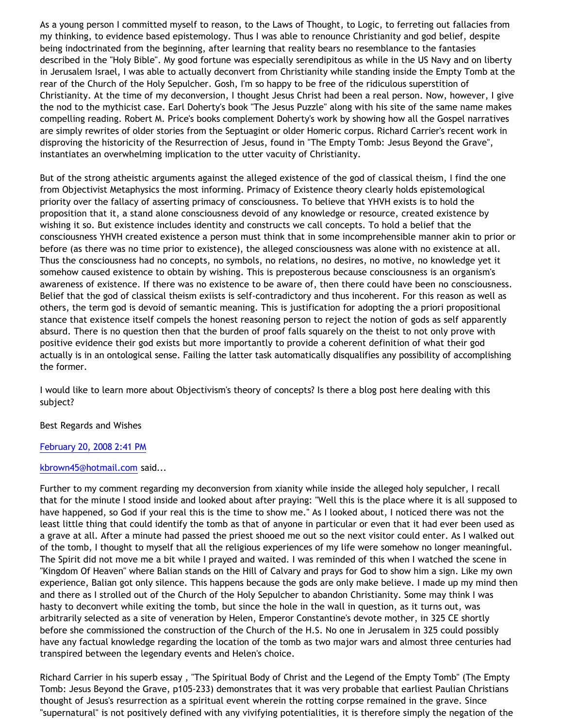As a young person I committed myself to reason, to the Laws of Thought, to Logic, to ferreting out fallacies from my thinking, to evidence based epistemology. Thus I was able to renounce Christianity and god belief, despite being indoctrinated from the beginning, after learning that reality bears no resemblance to the fantasies described in the "Holy Bible". My good fortune was especially serendipitous as while in the US Navy and on liberty in Jerusalem Israel, I was able to actually deconvert from Christianity while standing inside the Empty Tomb at the rear of the Church of the Holy Sepulcher. Gosh, I'm so happy to be free of the ridiculous superstition of Christianity. At the time of my deconversion, I thought Jesus Christ had been a real person. Now, however, I give the nod to the mythicist case. Earl Doherty's book "The Jesus Puzzle" along with his site of the same name makes compelling reading. Robert M. Price's books complement Doherty's work by showing how all the Gospel narratives are simply rewrites of older stories from the Septuagint or older Homeric corpus. Richard Carrier's recent work in disproving the historicity of the Resurrection of Jesus, found in "The Empty Tomb: Jesus Beyond the Grave", instantiates an overwhelming implication to the utter vacuity of Christianity.

But of the strong atheistic arguments against the alleged existence of the god of classical theism, I find the one from Objectivist Metaphysics the most informing. Primacy of Existence theory clearly holds epistemological priority over the fallacy of asserting primacy of consciousness. To believe that YHVH exists is to hold the proposition that it, a stand alone consciousness devoid of any knowledge or resource, created existence by wishing it so. But existence includes identity and constructs we call concepts. To hold a belief that the consciousness YHVH created existence a person must think that in some incomprehensible manner akin to prior or before (as there was no time prior to existence), the alleged consciousness was alone with no existence at all. Thus the consciousness had no concepts, no symbols, no relations, no desires, no motive, no knowledge yet it somehow caused existence to obtain by wishing. This is preposterous because consciousness is an organism's awareness of existence. If there was no existence to be aware of, then there could have been no consciousness. Belief that the god of classical theism exiists is self-contradictory and thus incoherent. For this reason as well as others, the term god is devoid of semantic meaning. This is justification for adopting the a priori propositional stance that existence itself compels the honest reasoning person to reject the notion of gods as self apparently absurd. There is no question then that the burden of proof falls squarely on the theist to not only prove with positive evidence their god exists but more importantly to provide a coherent definition of what their god actually is in an ontological sense. Failing the latter task automatically disqualifies any possibility of accomplishing the former.

I would like to learn more about Objectivism's theory of concepts? Is there a blog post here dealing with this subject?

Best Regards and Wishes

February 20, 2008 2:41 PM

kbrown45@hotmail.com said...

Further to my comment regarding my deconversion from xianity while inside the alleged holy sepulcher, I recall that for the minute I stood inside and looked about after praying: "Well this is the place where it is all supposed to have happened, so God if your real this is the time to show me." As I looked about, I noticed there was not the least little thing that could identify the tomb as that of anyone in particular or even that it had ever been used as a grave at all. After a minute had passed the priest shooed me out so the next visitor could enter. As I walked out of the tomb, I thought to myself that all the religious experiences of my life were somehow no longer meaningful. The Spirit did not move me a bit while I prayed and waited. I was reminded of this when I watched the scene in "Kingdom Of Heaven" where Balian stands on the Hill of Calvary and prays for God to show him a sign. Like my own experience, Balian got only silence. This happens because the gods are only make believe. I made up my mind then and there as I strolled out of the Church of the Holy Sepulcher to abandon Christianity. Some may think I was hasty to deconvert while exiting the tomb, but since the hole in the wall in question, as it turns out, was arbitrarily selected as a site of veneration by Helen, Emperor Constantine's devote mother, in 325 CE shortly before she commissioned the construction of the Church of the H.S. No one in Jerusalem in 325 could possibly have any factual knowledge regarding the location of the tomb as two major wars and almost three centuries had transpired between the legendary events and Helen's choice.

Richard Carrier in his superb essay , "The Spiritual Body of Christ and the Legend of the Empty Tomb" (The Empty Tomb: Jesus Beyond the Grave, p105-233) demonstrates that it was very probable that earliest Paulian Christians thought of Jesus's resurrection as a spiritual event wherein the rotting corpse remained in the grave. Since "supernatural" is not positively defined with any vivifying potentialities, it is therefore simply the negation of the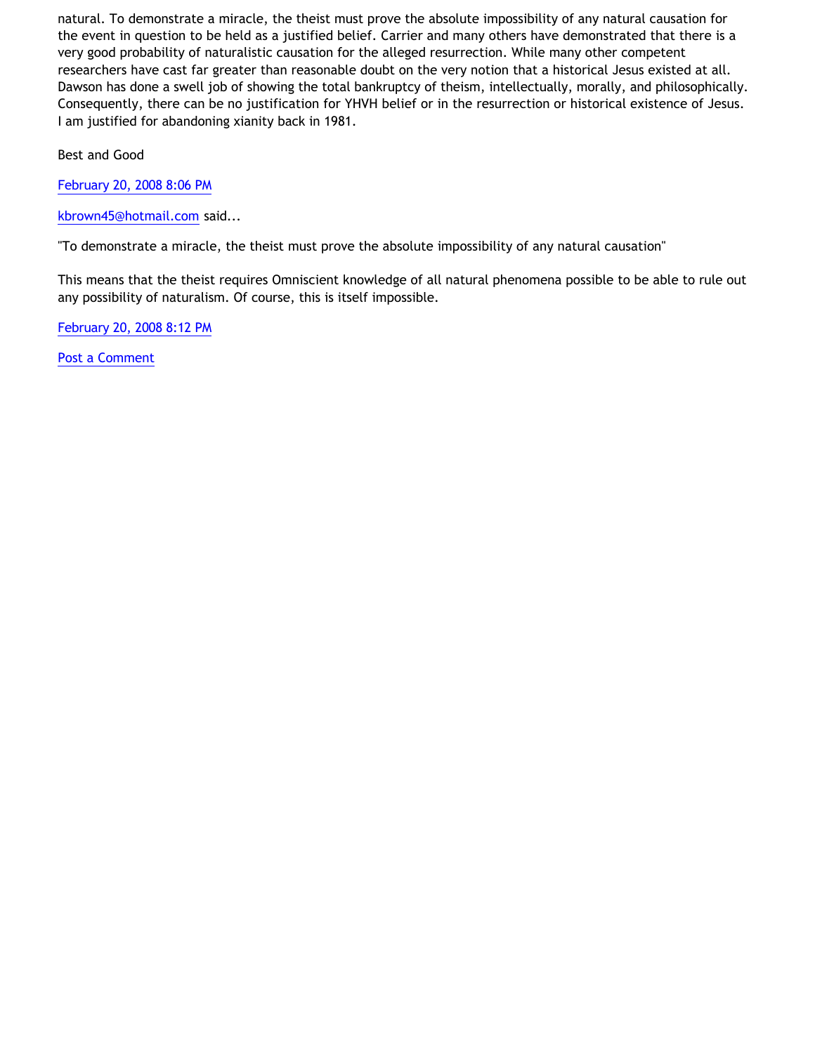natural. To demonstrate a miracle, the theist must prove the absolute impossibility of any natural causation for the event in question to be held as a justified belief. Carrier and many others have demonstrated that there is a very good probability of naturalistic causation for the alleged resurrection. While many other competent researchers have cast far greater than reasonable doubt on the very notion that a historical Jesus existed at all. Dawson has done a swell job of showing the total bankruptcy of theism, intellectually, morally, and philosophically. Consequently, there can be no justification for YHVH belief or in the resurrection or historical existence of Jesus. I am justified for abandoning xianity back in 1981.

Best and Good

February 20, 2008 8:06 PM

kbrown45@hotmail.com said...

"To demonstrate a miracle, the theist must prove the absolute impossibility of any natural causation"

This means that the theist requires Omniscient knowledge of all natural phenomena possible to be able to rule out any possibility of naturalism. Of course, this is itself impossible.

February 20, 2008 8:12 PM

Post a Comment